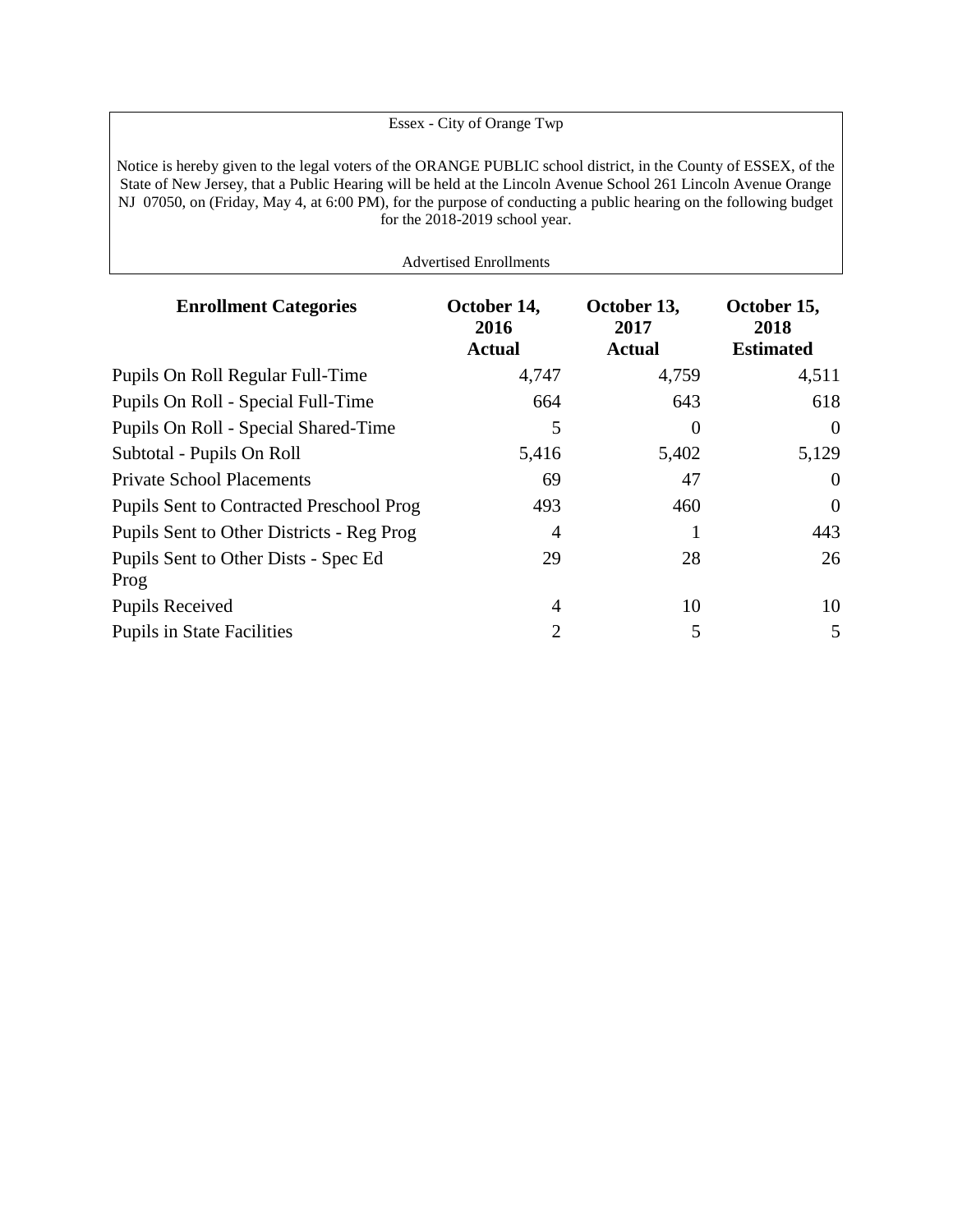Essex - City of Orange Twp

Notice is hereby given to the legal voters of the ORANGE PUBLIC school district, in the County of ESSEX, of the State of New Jersey, that a Public Hearing will be held at the Lincoln Avenue School 261 Lincoln Avenue Orange NJ 07050, on (Friday, May 4, at 6:00 PM), for the purpose of conducting a public hearing on the following budget for the 2018-2019 school year.

Advertised Enrollments

| **Enrollment Categories** | **October 14, 2016 Actual** | **October 13, 2017 Actual** | **October 15, 2018 Estimated** |
|---|---|---|---|
| Pupils On Roll Regular Full-Time | 4,747 | 4,759 | 4,511 |
| Pupils On Roll - Special Full-Time | 664 | 643 | 618 |
| Pupils On Roll - Special Shared-Time | 5 | 0 | 0 |
| Subtotal - Pupils On Roll | 5,416 | 5,402 | 5,129 |
| Private School Placements | 69 | 47 | 0 |
| Pupils Sent to Contracted Preschool Prog | 493 | 460 | 0 |
| Pupils Sent to Other Districts - Reg Prog | 4 | 1 | 443 |
| Pupils Sent to Other Dists - Spec Ed Prog | 29 | 28 | 26 |
| Pupils Received | 4 | 10 | 10 |
| Pupils in State Facilities | 2 | 5 | 5 |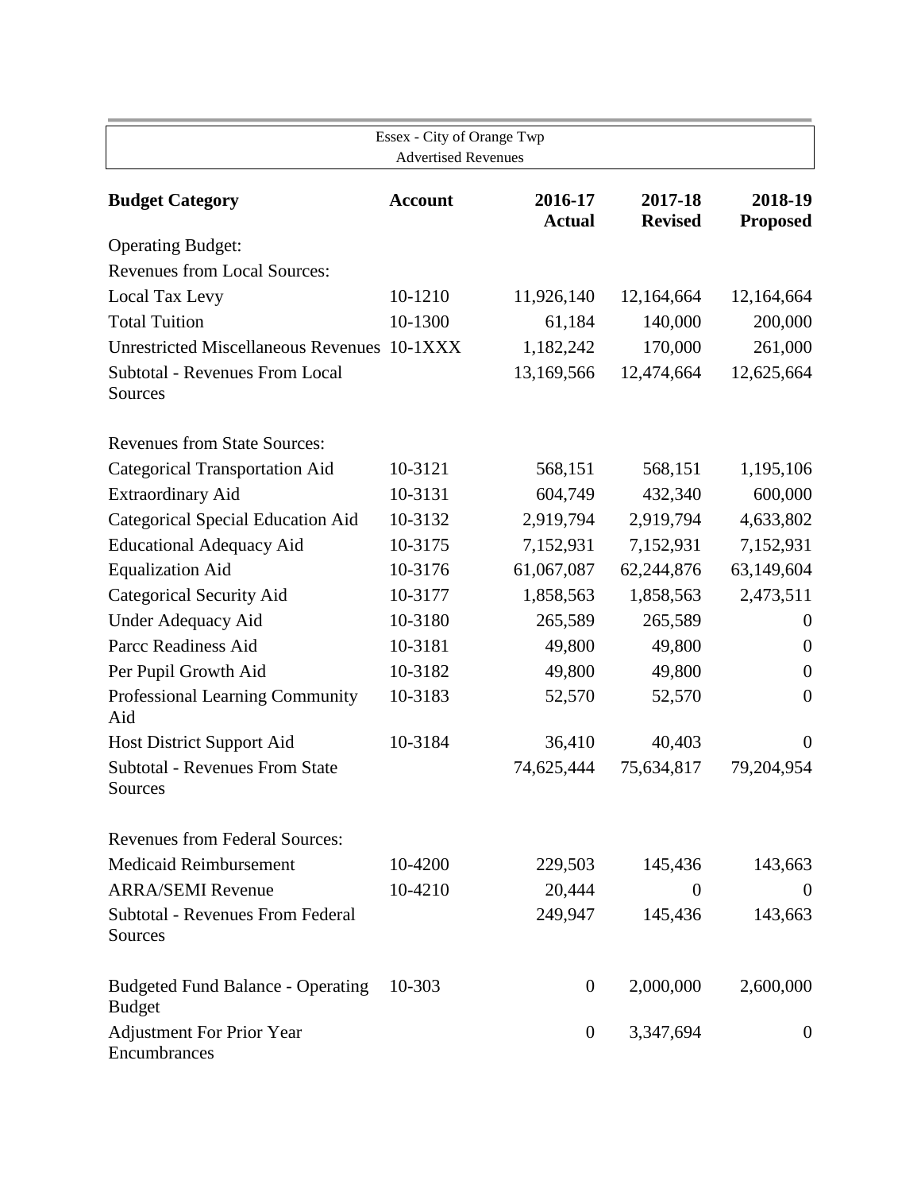Essex - City of Orange Twp

Advertised Revenues

| Budget Category | Account | 2016-17 Actual | 2017-18 Revised | 2018-19 Proposed |
|---|---|---|---|---|
| Operating Budget: | | | | |
| Revenues from Local Sources: | | | | |
| Local Tax Levy | 10-1210 | 11,926,140 | 12,164,664 | 12,164,664 |
| Total Tuition | 10-1300 | 61,184 | 140,000 | 200,000 |
| Unrestricted Miscellaneous Revenues | 10-1XXX | 1,182,242 | 170,000 | 261,000 |
| Subtotal - Revenues From Local Sources | | 13,169,566 | 12,474,664 | 12,625,664 |
| Revenues from State Sources: | | | | |
| Categorical Transportation Aid | 10-3121 | 568,151 | 568,151 | 1,195,106 |
| Extraordinary Aid | 10-3131 | 604,749 | 432,340 | 600,000 |
| Categorical Special Education Aid | 10-3132 | 2,919,794 | 2,919,794 | 4,633,802 |
| Educational Adequacy Aid | 10-3175 | 7,152,931 | 7,152,931 | 7,152,931 |
| Equalization Aid | 10-3176 | 61,067,087 | 62,244,876 | 63,149,604 |
| Categorical Security Aid | 10-3177 | 1,858,563 | 1,858,563 | 2,473,511 |
| Under Adequacy Aid | 10-3180 | 265,589 | 265,589 | 0 |
| Parcc Readiness Aid | 10-3181 | 49,800 | 49,800 | 0 |
| Per Pupil Growth Aid | 10-3182 | 49,800 | 49,800 | 0 |
| Professional Learning Community Aid | 10-3183 | 52,570 | 52,570 | 0 |
| Host District Support Aid | 10-3184 | 36,410 | 40,403 | 0 |
| Subtotal - Revenues From State Sources | | 74,625,444 | 75,634,817 | 79,204,954 |
| Revenues from Federal Sources: | | | | |
| Medicaid Reimbursement | 10-4200 | 229,503 | 145,436 | 143,663 |
| ARRA/SEMI Revenue | 10-4210 | 20,444 | 0 | 0 |
| Subtotal - Revenues From Federal Sources | | 249,947 | 145,436 | 143,663 |
| Budgeted Fund Balance - Operating Budget | 10-303 | 0 | 2,000,000 | 2,600,000 |
| Adjustment For Prior Year Encumbrances | | 0 | 3,347,694 | 0 |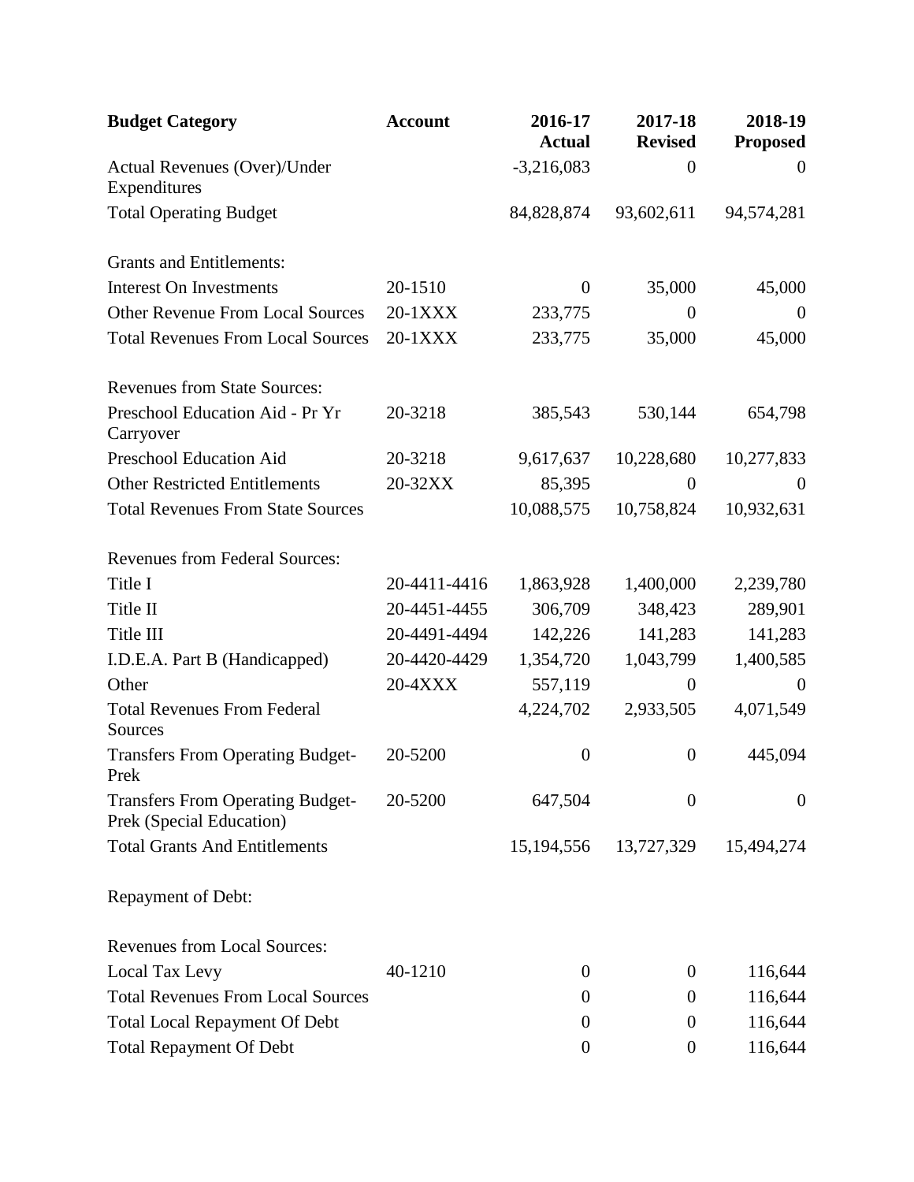| Budget Category | Account | 2016-17 Actual | 2017-18 Revised | 2018-19 Proposed |
|---|---|---|---|---|
| Actual Revenues (Over)/Under Expenditures | | -3,216,083 | 0 | 0 |
| Total Operating Budget | | 84,828,874 | 93,602,611 | 94,574,281 |
| | | | | |
| Grants and Entitlements: | | | | |
| Interest On Investments | 20-1510 | 0 | 35,000 | 45,000 |
| Other Revenue From Local Sources | 20-1XXX | 233,775 | 0 | 0 |
| Total Revenues From Local Sources | 20-1XXX | 233,775 | 35,000 | 45,000 |
| | | | | |
| Revenues from State Sources: | | | | |
| Preschool Education Aid - Pr Yr Carryover | 20-3218 | 385,543 | 530,144 | 654,798 |
| Preschool Education Aid | 20-3218 | 9,617,637 | 10,228,680 | 10,277,833 |
| Other Restricted Entitlements | 20-32XX | 85,395 | 0 | 0 |
| Total Revenues From State Sources | | 10,088,575 | 10,758,824 | 10,932,631 |
| | | | | |
| Revenues from Federal Sources: | | | | |
| Title I | 20-4411-4416 | 1,863,928 | 1,400,000 | 2,239,780 |
| Title II | 20-4451-4455 | 306,709 | 348,423 | 289,901 |
| Title III | 20-4491-4494 | 142,226 | 141,283 | 141,283 |
| I.D.E.A. Part B (Handicapped) | 20-4420-4429 | 1,354,720 | 1,043,799 | 1,400,585 |
| Other | 20-4XXX | 557,119 | 0 | 0 |
| Total Revenues From Federal Sources | | 4,224,702 | 2,933,505 | 4,071,549 |
| Transfers From Operating Budget-Prek | 20-5200 | 0 | 0 | 445,094 |
| Transfers From Operating Budget-Prek (Special Education) | 20-5200 | 647,504 | 0 | 0 |
| Total Grants And Entitlements | | 15,194,556 | 13,727,329 | 15,494,274 |
| | | | | |
| Repayment of Debt: | | | | |
| | | | | |
| Revenues from Local Sources: | | | | |
| Local Tax Levy | 40-1210 | 0 | 0 | 116,644 |
| Total Revenues From Local Sources | | 0 | 0 | 116,644 |
| Total Local Repayment Of Debt | | 0 | 0 | 116,644 |
| Total Repayment Of Debt | | 0 | 0 | 116,644 |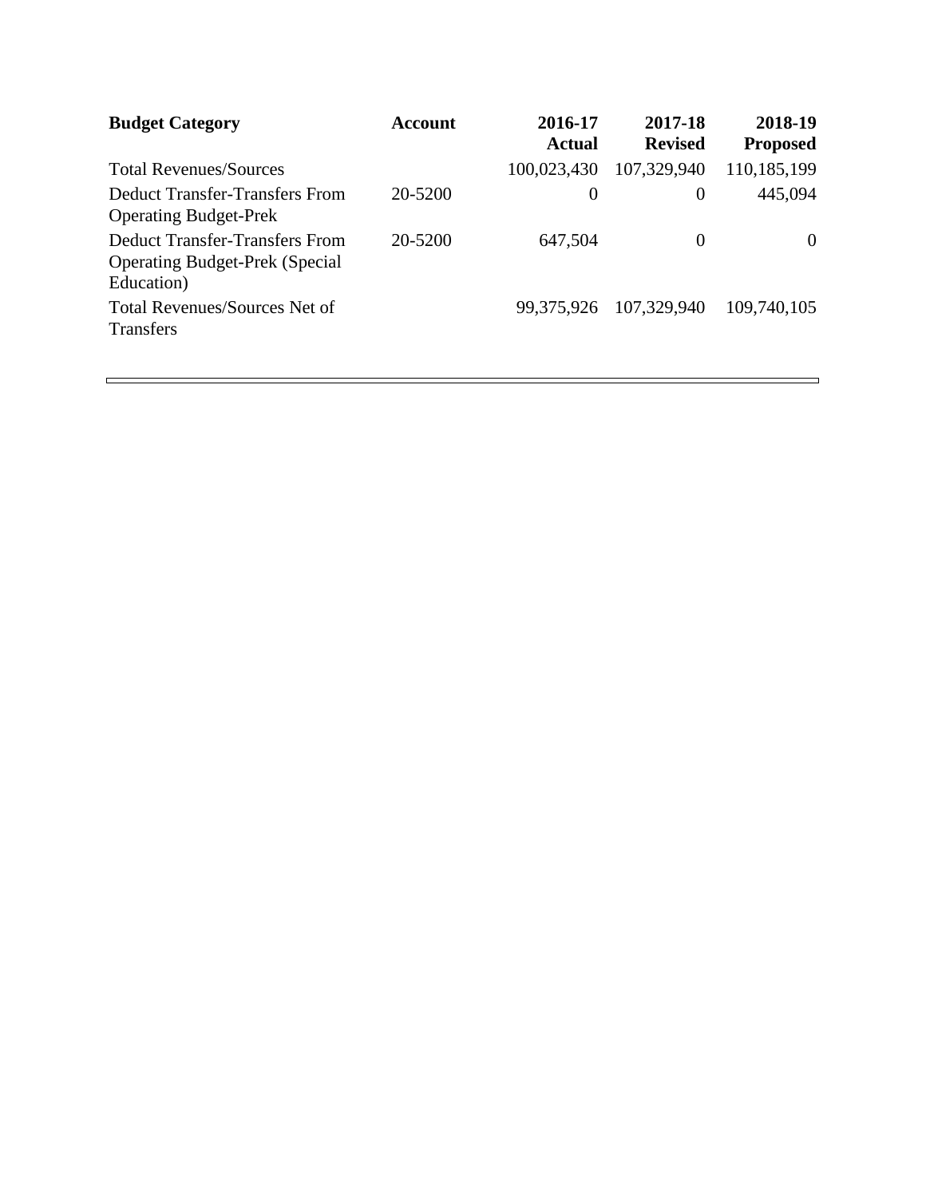| Budget Category | Account | 2016-17 Actual | 2017-18 Revised | 2018-19 Proposed |
|---|---|---|---|---|
| Total Revenues/Sources | | 100,023,430 | 107,329,940 | 110,185,199 |
| Deduct Transfer-Transfers From Operating Budget-Prek | 20-5200 | 0 | 0 | 445,094 |
| Deduct Transfer-Transfers From Operating Budget-Prek (Special Education) | 20-5200 | 647,504 | 0 | 0 |
| Total Revenues/Sources Net of Transfers | | 99,375,926 | 107,329,940 | 109,740,105 |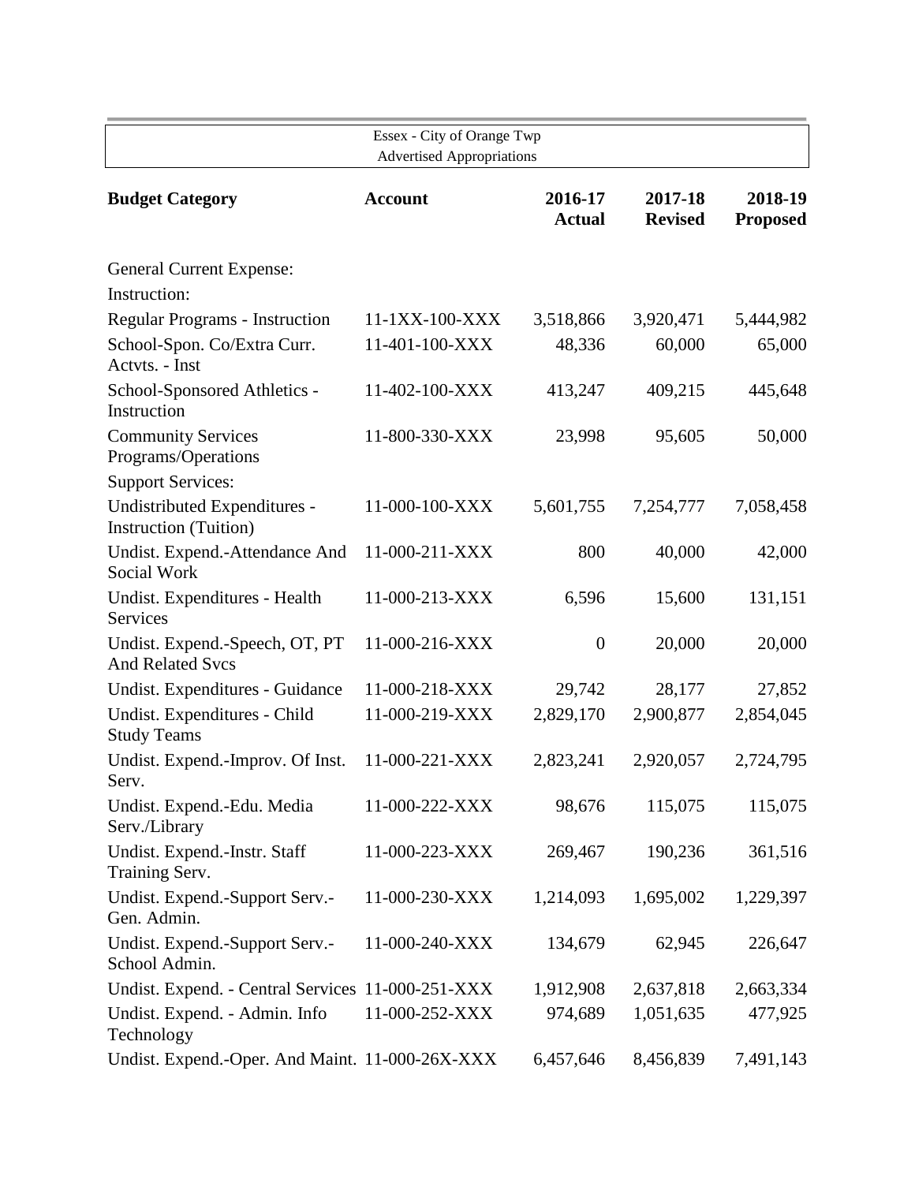| Essex - City of Orange Twp<br>Advertised Appropriations | | | | |
|---|---|---|---|---|
| **Budget Category** | **Account** | **2016-17 Actual** | **2017-18 Revised** | **2018-19 Proposed** |
| General Current Expense: | | | | |
| Instruction: | | | | |
| Regular Programs - Instruction | 11-1XX-100-XXX | 3,518,866 | 3,920,471 | 5,444,982 |
| School-Spon. Co/Extra Curr. Actvts. - Inst | 11-401-100-XXX | 48,336 | 60,000 | 65,000 |
| School-Sponsored Athletics - Instruction | 11-402-100-XXX | 413,247 | 409,215 | 445,648 |
| Community Services Programs/Operations | 11-800-330-XXX | 23,998 | 95,605 | 50,000 |
| Support Services: | | | | |
| Undistributed Expenditures - Instruction (Tuition) | 11-000-100-XXX | 5,601,755 | 7,254,777 | 7,058,458 |
| Undist. Expend.-Attendance And Social Work | 11-000-211-XXX | 800 | 40,000 | 42,000 |
| Undist. Expenditures - Health Services | 11-000-213-XXX | 6,596 | 15,600 | 131,151 |
| Undist. Expend.-Speech, OT, PT And Related Svcs | 11-000-216-XXX | 0 | 20,000 | 20,000 |
| Undist. Expenditures - Guidance | 11-000-218-XXX | 29,742 | 28,177 | 27,852 |
| Undist. Expenditures - Child Study Teams | 11-000-219-XXX | 2,829,170 | 2,900,877 | 2,854,045 |
| Undist. Expend.-Improv. Of Inst. Serv. | 11-000-221-XXX | 2,823,241 | 2,920,057 | 2,724,795 |
| Undist. Expend.-Edu. Media Serv./Library | 11-000-222-XXX | 98,676 | 115,075 | 115,075 |
| Undist. Expend.-Instr. Staff Training Serv. | 11-000-223-XXX | 269,467 | 190,236 | 361,516 |
| Undist. Expend.-Support Serv.-Gen. Admin. | 11-000-230-XXX | 1,214,093 | 1,695,002 | 1,229,397 |
| Undist. Expend.-Support Serv.-School Admin. | 11-000-240-XXX | 134,679 | 62,945 | 226,647 |
| Undist. Expend. - Central Services | 11-000-251-XXX | 1,912,908 | 2,637,818 | 2,663,334 |
| Undist. Expend. - Admin. Info Technology | 11-000-252-XXX | 974,689 | 1,051,635 | 477,925 |
| Undist. Expend.-Oper. And Maint. | 11-000-26X-XXX | 6,457,646 | 8,456,839 | 7,491,143 |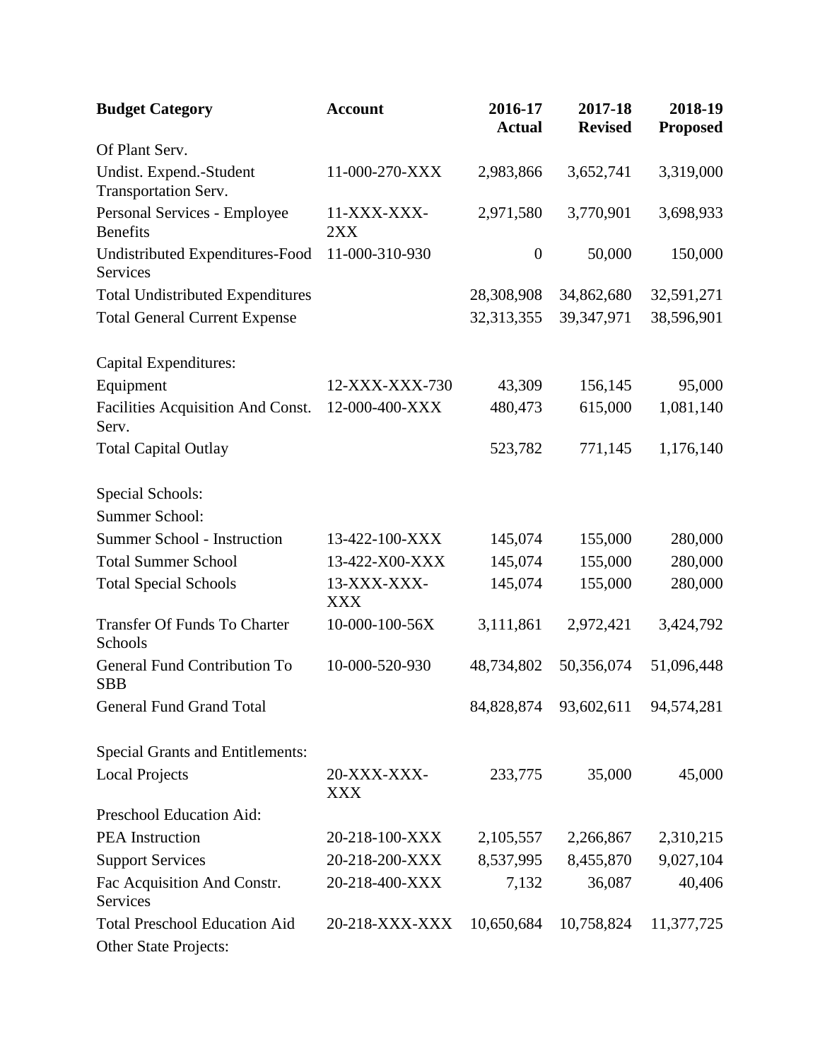| Budget Category | Account | 2016-17 Actual | 2017-18 Revised | 2018-19 Proposed |
|---|---|---|---|---|
| Of Plant Serv. | | | | |
| Undist. Expend.-Student Transportation Serv. | 11-000-270-XXX | 2,983,866 | 3,652,741 | 3,319,000 |
| Personal Services - Employee Benefits | 11-XXX-XXX-2XX | 2,971,580 | 3,770,901 | 3,698,933 |
| Undistributed Expenditures-Food Services | 11-000-310-930 | 0 | 50,000 | 150,000 |
| Total Undistributed Expenditures | | 28,308,908 | 34,862,680 | 32,591,271 |
| Total General Current Expense | | 32,313,355 | 39,347,971 | 38,596,901 |
| | | | | |
| Capital Expenditures: | | | | |
| Equipment | 12-XXX-XXX-730 | 43,309 | 156,145 | 95,000 |
| Facilities Acquisition And Const. Serv. | 12-000-400-XXX | 480,473 | 615,000 | 1,081,140 |
| Total Capital Outlay | | 523,782 | 771,145 | 1,176,140 |
| | | | | |
| Special Schools: | | | | |
| Summer School: | | | | |
| Summer School - Instruction | 13-422-100-XXX | 145,074 | 155,000 | 280,000 |
| Total Summer School | 13-422-X00-XXX | 145,074 | 155,000 | 280,000 |
| Total Special Schools | 13-XXX-XXX-XXX | 145,074 | 155,000 | 280,000 |
| Transfer Of Funds To Charter Schools | 10-000-100-56X | 3,111,861 | 2,972,421 | 3,424,792 |
| General Fund Contribution To SBB | 10-000-520-930 | 48,734,802 | 50,356,074 | 51,096,448 |
| General Fund Grand Total | | 84,828,874 | 93,602,611 | 94,574,281 |
| | | | | |
| Special Grants and Entitlements: | | | | |
| Local Projects | 20-XXX-XXX-XXX | 233,775 | 35,000 | 45,000 |
| Preschool Education Aid: | | | | |
| PEA Instruction | 20-218-100-XXX | 2,105,557 | 2,266,867 | 2,310,215 |
| Support Services | 20-218-200-XXX | 8,537,995 | 8,455,870 | 9,027,104 |
| Fac Acquisition And Constr. Services | 20-218-400-XXX | 7,132 | 36,087 | 40,406 |
| Total Preschool Education Aid | 20-218-XXX-XXX | 10,650,684 | 10,758,824 | 11,377,725 |
| Other State Projects: | | | | |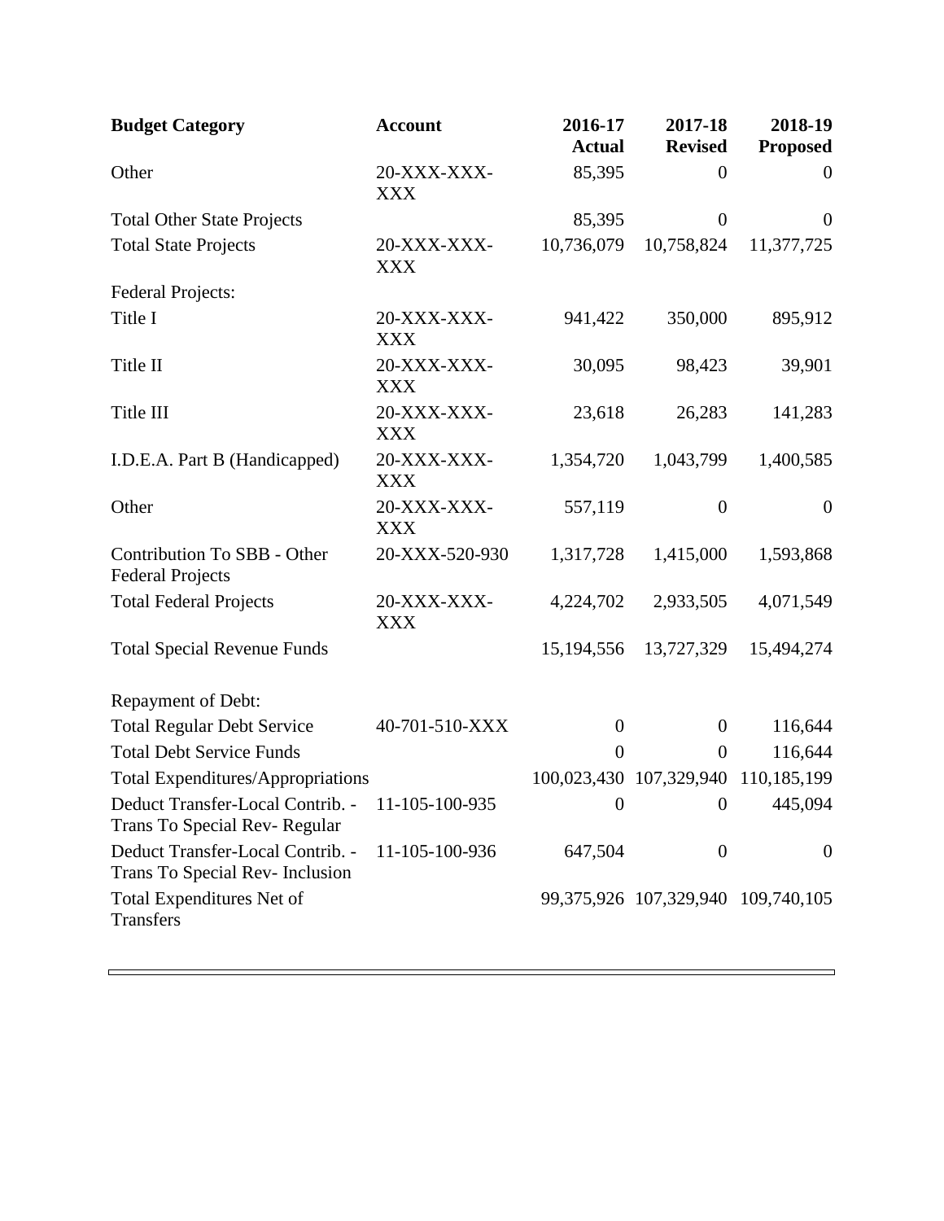| **Budget Category** | **Account** | **2016-17 Actual** | **2017-18 Revised** | **2018-19 Proposed** |
|---|---|---|---|---|
| Other | 20-XXX-XXX-XXX | 85,395 | 0 | 0 |
| Total Other State Projects | | 85,395 | 0 | 0 |
| Total State Projects | 20-XXX-XXX-XXX | 10,736,079 | 10,758,824 | 11,377,725 |
| Federal Projects: | | | | |
| Title I | 20-XXX-XXX-XXX | 941,422 | 350,000 | 895,912 |
| Title II | 20-XXX-XXX-XXX | 30,095 | 98,423 | 39,901 |
| Title III | 20-XXX-XXX-XXX | 23,618 | 26,283 | 141,283 |
| I.D.E.A. Part B (Handicapped) | 20-XXX-XXX-XXX | 1,354,720 | 1,043,799 | 1,400,585 |
| Other | 20-XXX-XXX-XXX | 557,119 | 0 | 0 |
| Contribution To SBB - Other Federal Projects | 20-XXX-520-930 | 1,317,728 | 1,415,000 | 1,593,868 |
| Total Federal Projects | 20-XXX-XXX-XXX | 4,224,702 | 2,933,505 | 4,071,549 |
| Total Special Revenue Funds | | 15,194,556 | 13,727,329 | 15,494,274 |
| Repayment of Debt: | | | | |
| Total Regular Debt Service | 40-701-510-XXX | 0 | 0 | 116,644 |
| Total Debt Service Funds | | 0 | 0 | 116,644 |
| Total Expenditures/Appropriations | | 100,023,430 | 107,329,940 | 110,185,199 |
| Deduct Transfer-Local Contrib. - Trans To Special Rev- Regular | 11-105-100-935 | 0 | 0 | 445,094 |
| Deduct Transfer-Local Contrib. - Trans To Special Rev- Inclusion | 11-105-100-936 | 647,504 | 0 | 0 |
| Total Expenditures Net of Transfers | | 99,375,926 | 107,329,940 | 109,740,105 |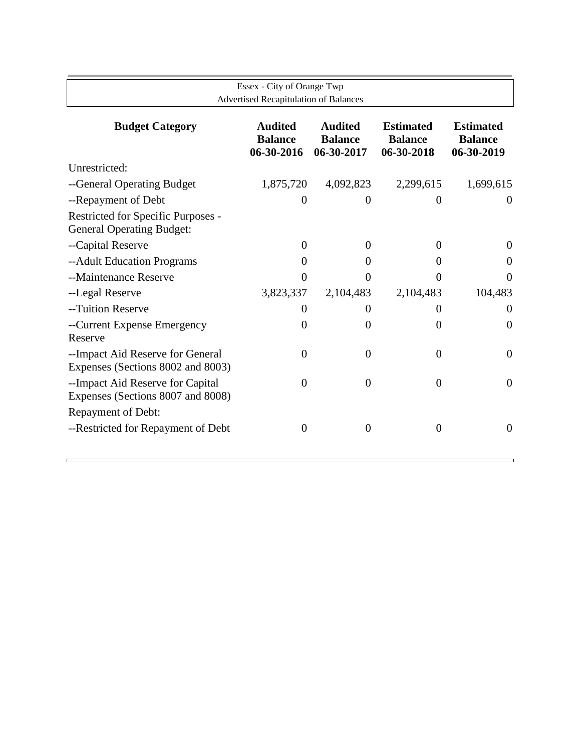Essex - City of Orange Twp
Advertised Recapitulation of Balances

| Budget Category | Audited Balance 06-30-2016 | Audited Balance 06-30-2017 | Estimated Balance 06-30-2018 | Estimated Balance 06-30-2019 |
|---|---|---|---|---|
| Unrestricted: | | | | |
| --General Operating Budget | 1,875,720 | 4,092,823 | 2,299,615 | 1,699,615 |
| --Repayment of Debt | 0 | 0 | 0 | 0 |
| Restricted for Specific Purposes - General Operating Budget: | | | | |
| --Capital Reserve | 0 | 0 | 0 | 0 |
| --Adult Education Programs | 0 | 0 | 0 | 0 |
| --Maintenance Reserve | 0 | 0 | 0 | 0 |
| --Legal Reserve | 3,823,337 | 2,104,483 | 2,104,483 | 104,483 |
| --Tuition Reserve | 0 | 0 | 0 | 0 |
| --Current Expense Emergency Reserve | 0 | 0 | 0 | 0 |
| --Impact Aid Reserve for General Expenses (Sections 8002 and 8003) | 0 | 0 | 0 | 0 |
| --Impact Aid Reserve for Capital Expenses (Sections 8007 and 8008) | 0 | 0 | 0 | 0 |
| Repayment of Debt: | | | | |
| --Restricted for Repayment of Debt | 0 | 0 | 0 | 0 |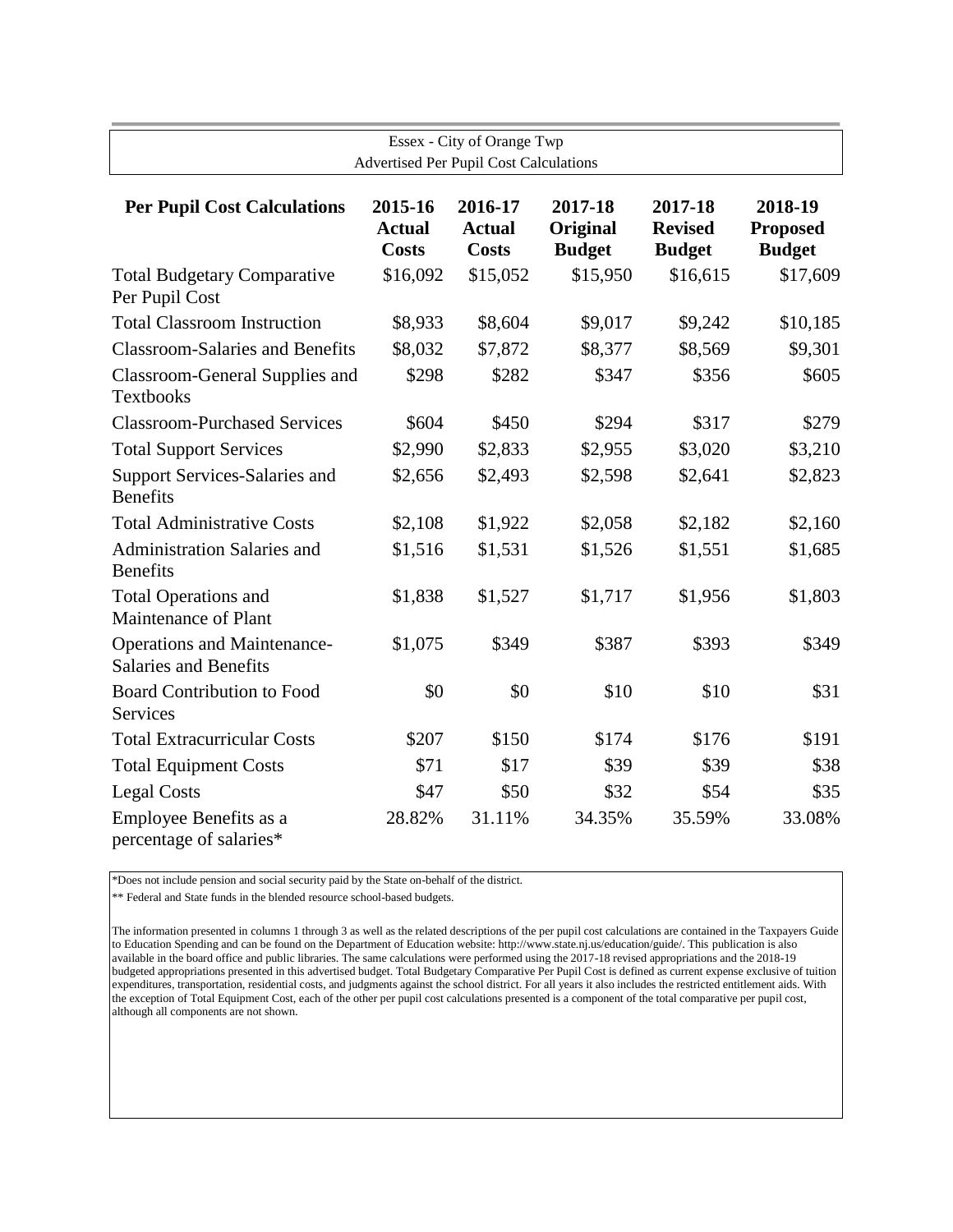Essex - City of Orange Twp

Advertised Per Pupil Cost Calculations

| Per Pupil Cost Calculations | 2015-16 Actual Costs | 2016-17 Actual Costs | 2017-18 Original Budget | 2017-18 Revised Budget | 2018-19 Proposed Budget |
|---|---|---|---|---|---|
| Total Budgetary Comparative Per Pupil Cost | $16,092 | $15,052 | $15,950 | $16,615 | $17,609 |
| Total Classroom Instruction | $8,933 | $8,604 | $9,017 | $9,242 | $10,185 |
| Classroom-Salaries and Benefits | $8,032 | $7,872 | $8,377 | $8,569 | $9,301 |
| Classroom-General Supplies and Textbooks | $298 | $282 | $347 | $356 | $605 |
| Classroom-Purchased Services | $604 | $450 | $294 | $317 | $279 |
| Total Support Services | $2,990 | $2,833 | $2,955 | $3,020 | $3,210 |
| Support Services-Salaries and Benefits | $2,656 | $2,493 | $2,598 | $2,641 | $2,823 |
| Total Administrative Costs | $2,108 | $1,922 | $2,058 | $2,182 | $2,160 |
| Administration Salaries and Benefits | $1,516 | $1,531 | $1,526 | $1,551 | $1,685 |
| Total Operations and Maintenance of Plant | $1,838 | $1,527 | $1,717 | $1,956 | $1,803 |
| Operations and Maintenance-Salaries and Benefits | $1,075 | $349 | $387 | $393 | $349 |
| Board Contribution to Food Services | $0 | $0 | $10 | $10 | $31 |
| Total Extracurricular Costs | $207 | $150 | $174 | $176 | $191 |
| Total Equipment Costs | $71 | $17 | $39 | $39 | $38 |
| Legal Costs | $47 | $50 | $32 | $54 | $35 |
| Employee Benefits as a percentage of salaries* | 28.82% | 31.11% | 34.35% | 35.59% | 33.08% |

*Does not include pension and social security paid by the State on-behalf of the district.

** Federal and State funds in the blended resource school-based budgets.

The information presented in columns 1 through 3 as well as the related descriptions of the per pupil cost calculations are contained in the Taxpayers Guide to Education Spending and can be found on the Department of Education website: http://www.state.nj.us/education/guide/. This publication is also available in the board office and public libraries. The same calculations were performed using the 2017-18 revised appropriations and the 2018-19 budgeted appropriations presented in this advertised budget. Total Budgetary Comparative Per Pupil Cost is defined as current expense exclusive of tuition expenditures, transportation, residential costs, and judgments against the school district. For all years it also includes the restricted entitlement aids. With the exception of Total Equipment Cost, each of the other per pupil cost calculations presented is a component of the total comparative per pupil cost, although all components are not shown.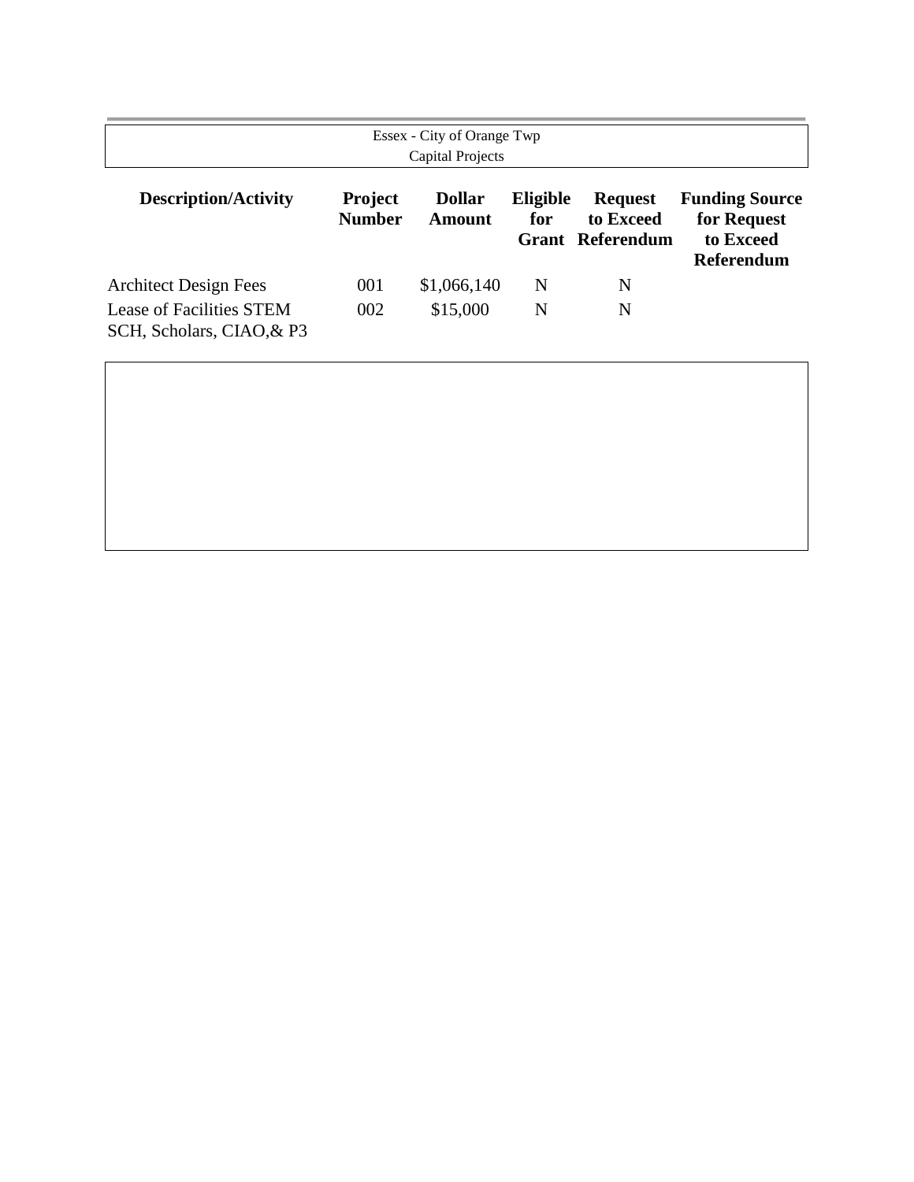Essex - City of Orange Twp
Capital Projects

| Description/Activity | Project Number | Dollar Amount | Eligible for Grant | Request to Exceed Referendum | Funding Source for Request to Exceed Referendum |
|---|---|---|---|---|---|
| Architect Design Fees | 001 | $1,066,140 | N | N | |
| Lease of Facilities STEM SCH, Scholars, CIAO,& P3 | 002 | $15,000 | N | N | |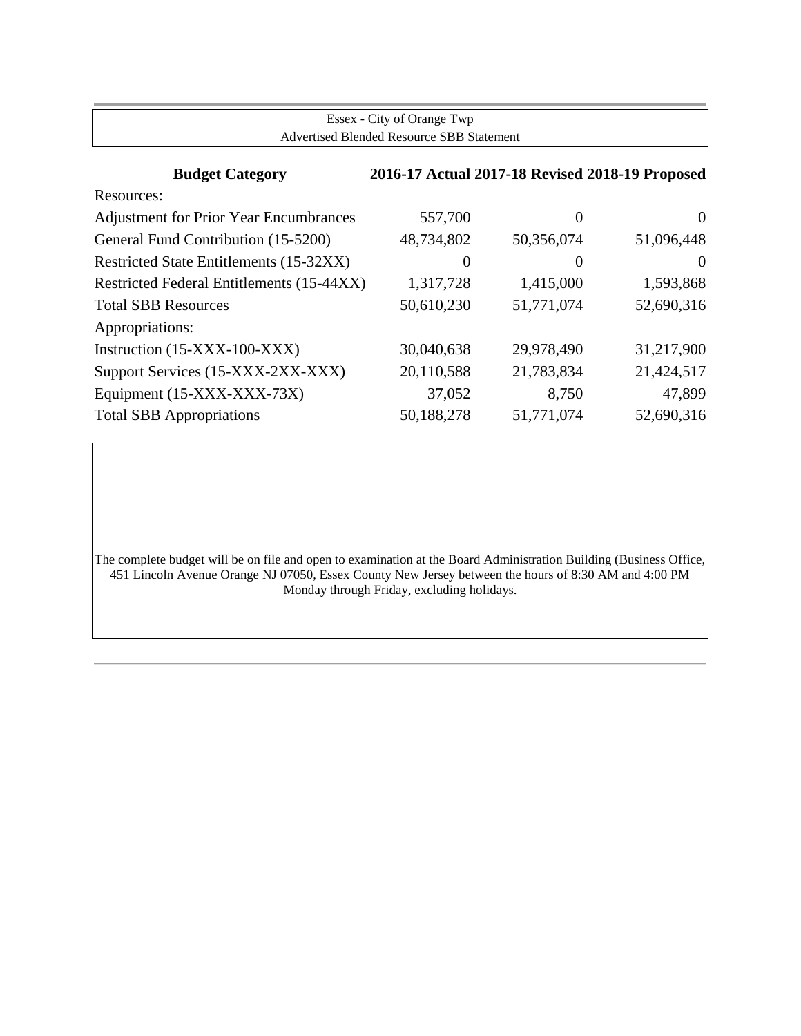Essex - City of Orange Twp
Advertised Blended Resource SBB Statement

| Budget Category | 2016-17 Actual | 2017-18 Revised | 2018-19 Proposed |
|---|---|---|---|
| Resources: | | | |
| Adjustment for Prior Year Encumbrances | 557,700 | 0 | 0 |
| General Fund Contribution (15-5200) | 48,734,802 | 50,356,074 | 51,096,448 |
| Restricted State Entitlements (15-32XX) | 0 | 0 | 0 |
| Restricted Federal Entitlements (15-44XX) | 1,317,728 | 1,415,000 | 1,593,868 |
| Total SBB Resources | 50,610,230 | 51,771,074 | 52,690,316 |
| Appropriations: | | | |
| Instruction (15-XXX-100-XXX) | 30,040,638 | 29,978,490 | 31,217,900 |
| Support Services (15-XXX-2XX-XXX) | 20,110,588 | 21,783,834 | 21,424,517 |
| Equipment (15-XXX-XXX-73X) | 37,052 | 8,750 | 47,899 |
| Total SBB Appropriations | 50,188,278 | 51,771,074 | 52,690,316 |

The complete budget will be on file and open to examination at the Board Administration Building (Business Office, 451 Lincoln Avenue Orange NJ 07050, Essex County New Jersey between the hours of 8:30 AM and 4:00 PM Monday through Friday, excluding holidays.